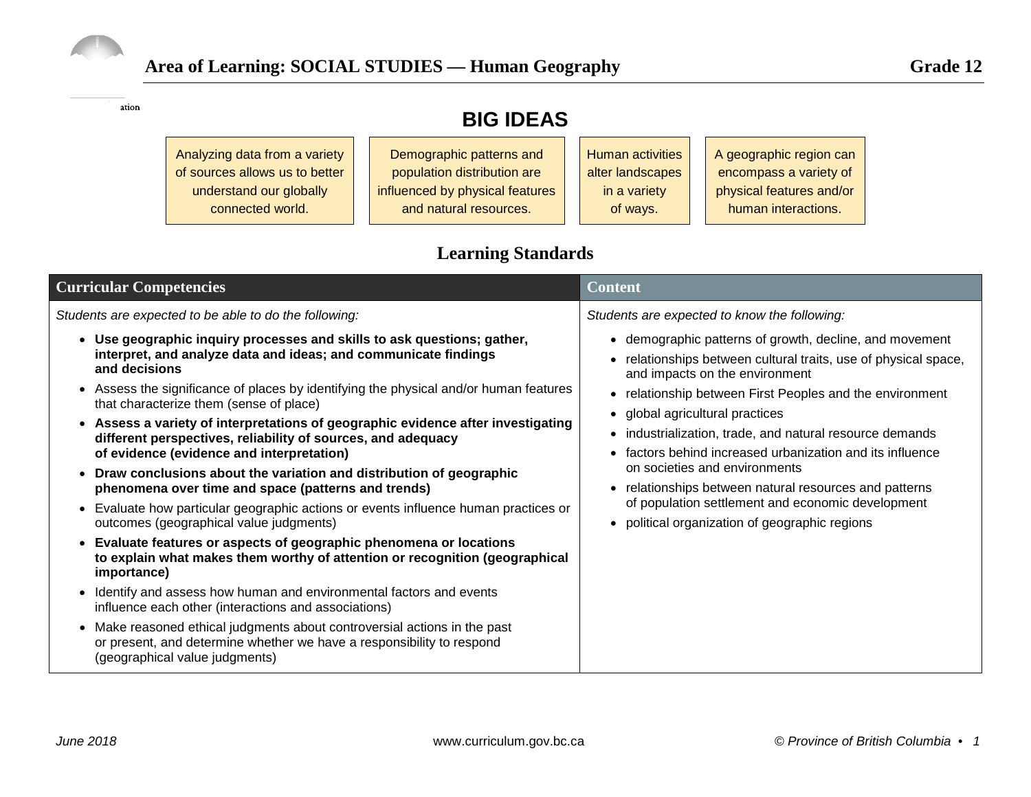# Area of Learning: SOCIAL STUDIES — Human Geography Grade 12

## BIG IDEAS

| Analyzing data from a variety of sources allows us to better understand our globally connected world. | Demographic patterns and population distribution are influenced by physical features and natural resources. | Human activities alter landscapes in a variety of ways. | A geographic region can encompass a variety of physical features and/or human interactions. |
|---|---|---|---|

## Learning Standards

| Curricular Competencies | Content |
|---|---|
| *Students are expected to be able to do the following:* | *Students are expected to know the following:* |
| • **Use geographic inquiry processes and skills to ask questions; gather, interpret, and analyze data and ideas; and communicate findings and decisions** | • demographic patterns of growth, decline, and movement |
| • Assess the significance of places by identifying the physical and/or human features that characterize them (sense of place) | • relationships between cultural traits, use of physical space, and impacts on the environment |
| • **Assess a variety of interpretations of geographic evidence after investigating different perspectives, reliability of sources, and adequacy of evidence (evidence and interpretation)** | • relationship between First Peoples and the environment |
| • **Draw conclusions about the variation and distribution of geographic phenomena over time and space (patterns and trends)** | • global agricultural practices |
| • Evaluate how particular geographic actions or events influence human practices or outcomes (geographical value judgments) | • industrialization, trade, and natural resource demands |
| • **Evaluate features or aspects of geographic phenomena or locations to explain what makes them worthy of attention or recognition (geographical importance)** | • factors behind increased urbanization and its influence on societies and environments |
| • Identify and assess how human and environmental factors and events influence each other (interactions and associations) | • relationships between natural resources and patterns of population settlement and economic development |
| • Make reasoned ethical judgments about controversial actions in the past or present, and determine whether we have a responsibility to respond (geographical value judgments) | • political organization of geographic regions |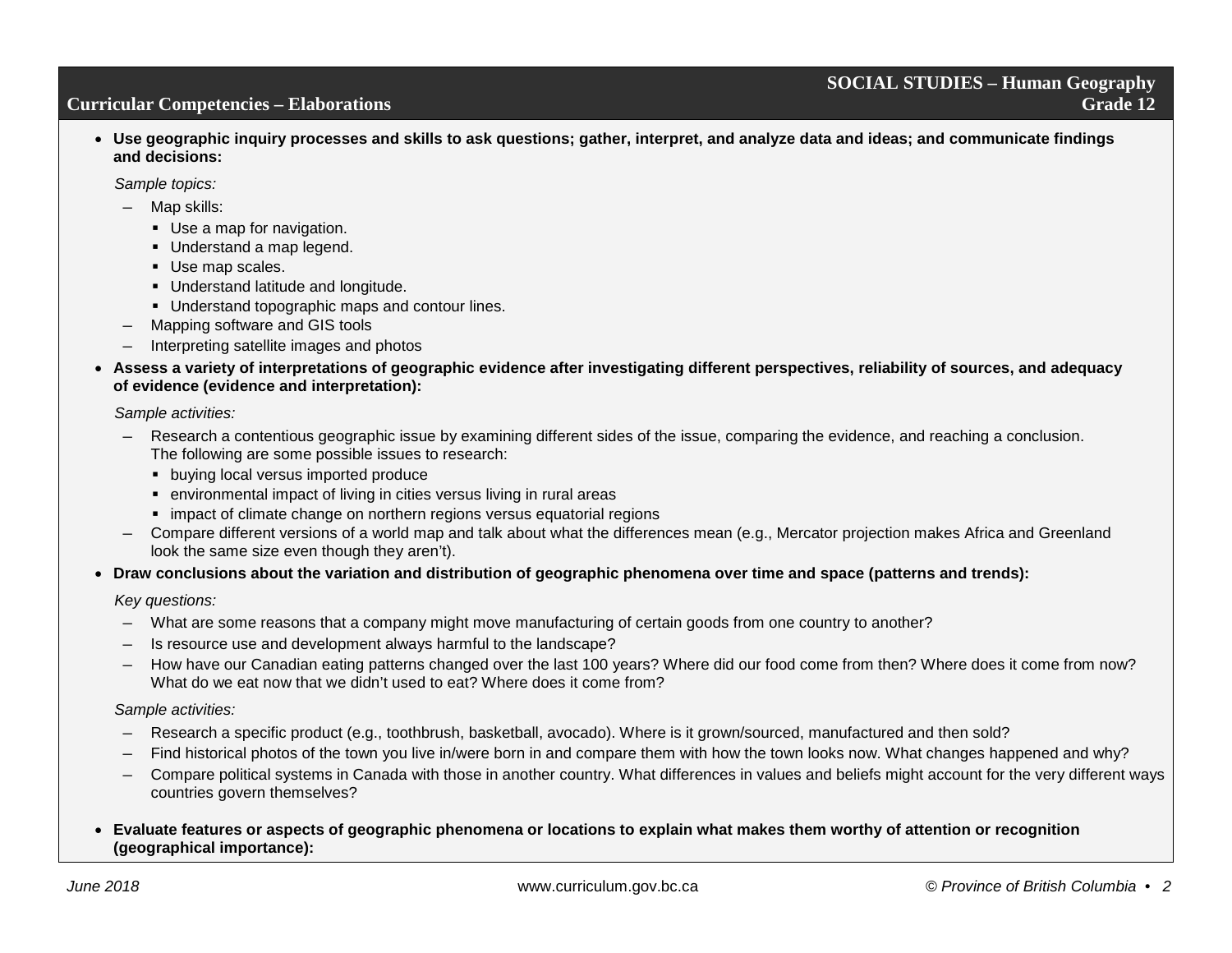## Curricular Competencies – Elaborations

- **Use geographic inquiry processes and skills to ask questions; gather, interpret, and analyze data and ideas; and communicate findings and decisions:**

  *Sample topics:*

  - Map skills:
    - Use a map for navigation.
    - Understand a map legend.
    - Use map scales.
    - Understand latitude and longitude.
    - Understand topographic maps and contour lines.
  - Mapping software and GIS tools
  - Interpreting satellite images and photos

- **Assess a variety of interpretations of geographic evidence after investigating different perspectives, reliability of sources, and adequacy of evidence (evidence and interpretation):**

  *Sample activities:*

  - Research a contentious geographic issue by examining different sides of the issue, comparing the evidence, and reaching a conclusion. The following are some possible issues to research:
    - buying local versus imported produce
    - environmental impact of living in cities versus living in rural areas
    - impact of climate change on northern regions versus equatorial regions
  - Compare different versions of a world map and talk about what the differences mean (e.g., Mercator projection makes Africa and Greenland look the same size even though they aren't).

- **Draw conclusions about the variation and distribution of geographic phenomena over time and space (patterns and trends):**

  *Key questions:*

  - What are some reasons that a company might move manufacturing of certain goods from one country to another?
  - Is resource use and development always harmful to the landscape?
  - How have our Canadian eating patterns changed over the last 100 years? Where did our food come from then? Where does it come from now? What do we eat now that we didn't used to eat? Where does it come from?

  *Sample activities:*

  - Research a specific product (e.g., toothbrush, basketball, avocado). Where is it grown/sourced, manufactured and then sold?
  - Find historical photos of the town you live in/were born in and compare them with how the town looks now. What changes happened and why?
  - Compare political systems in Canada with those in another country. What differences in values and beliefs might account for the very different ways countries govern themselves?

- **Evaluate features or aspects of geographic phenomena or locations to explain what makes them worthy of attention or recognition (geographical importance):**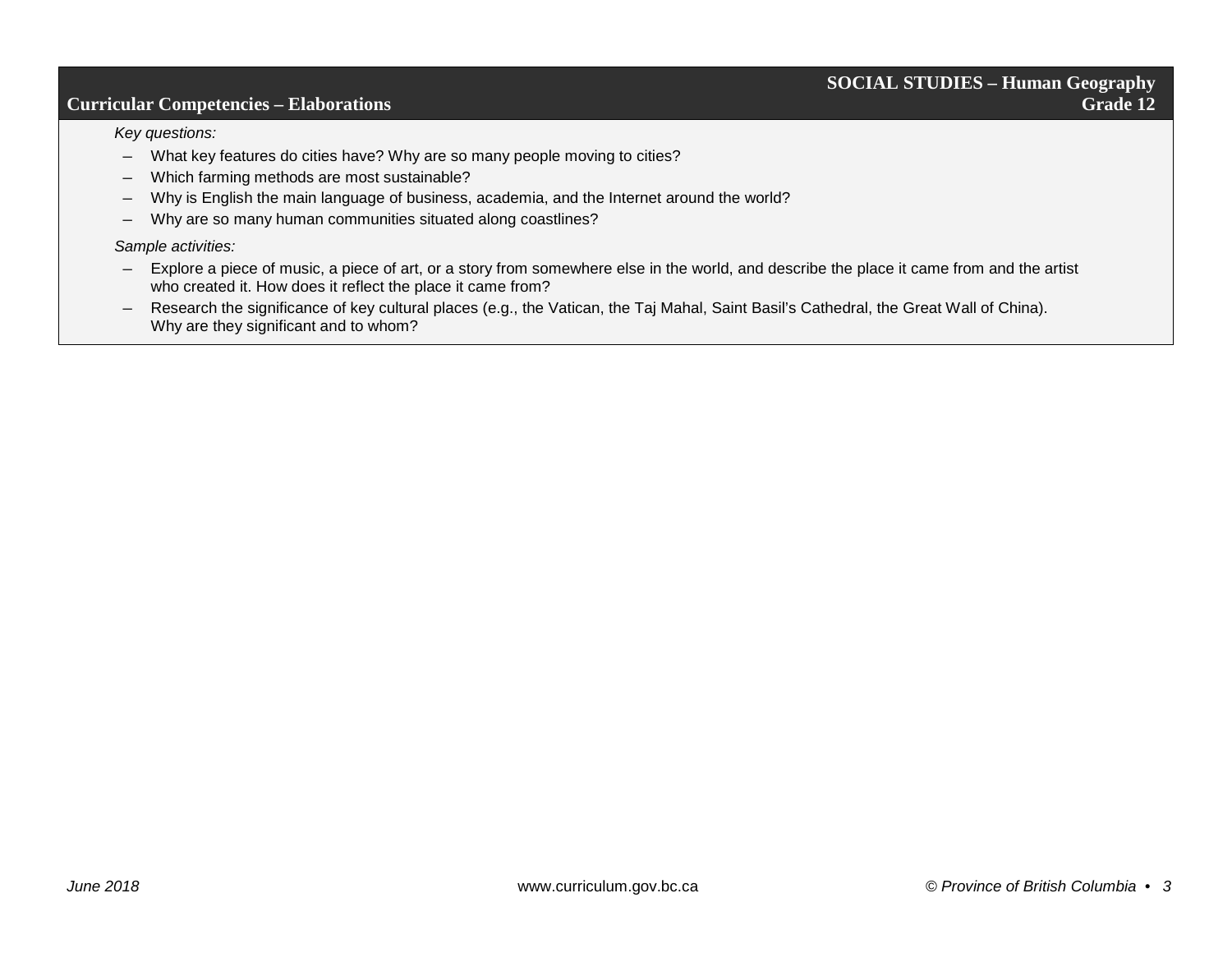*Key questions:*

- What key features do cities have? Why are so many people moving to cities?
- Which farming methods are most sustainable?
- Why is English the main language of business, academia, and the Internet around the world?
- Why are so many human communities situated along coastlines?

*Sample activities:*

- Explore a piece of music, a piece of art, or a story from somewhere else in the world, and describe the place it came from and the artist who created it. How does it reflect the place it came from?
- Research the significance of key cultural places (e.g., the Vatican, the Taj Mahal, Saint Basil's Cathedral, the Great Wall of China). Why are they significant and to whom?